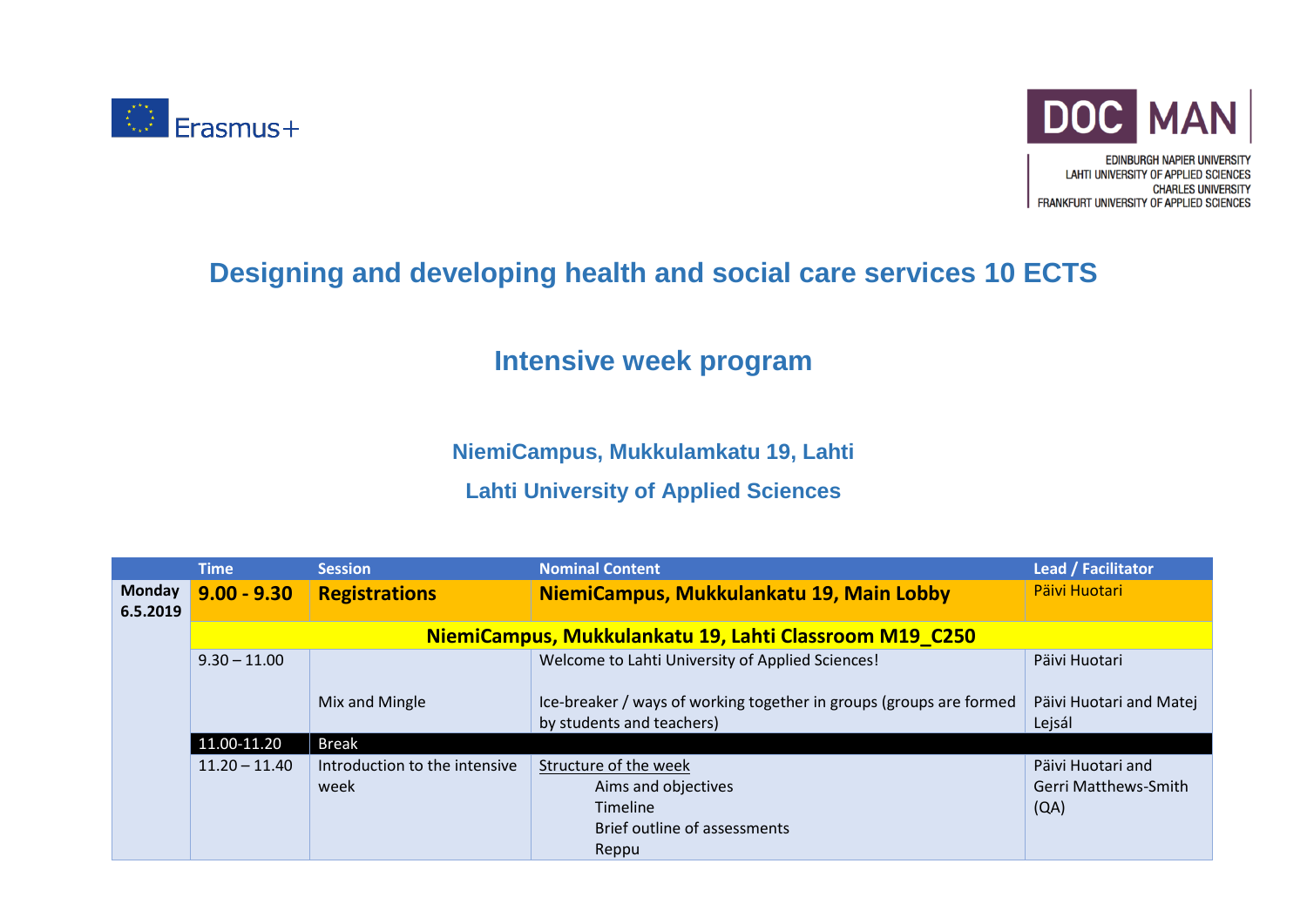Erasmus+

DOC MAN

EDINBURGH NAPIER UNIVERSITY
LAHTI UNIVERSITY OF APPLIED SCIENCES
CHARLES UNIVERSITY
FRANKFURT UNIVERSITY OF APPLIED SCIENCES

# Designing and developing health and social care services 10 ECTS

## Intensive week program

### NiemiCampus, Mukkulamkatu 19, Lahti

### Lahti University of Applied Sciences

| | Time | Session | Nominal Content | Lead / Facilitator |
|---|---|---|---|---|
| **Monday 6.5.2019** | **9.00 - 9.30** | **Registrations** | **NiemiCampus, Mukkulankatu 19, Main Lobby** | Päivi Huotari |
| | **NiemiCampus, Mukkulankatu 19, Lahti Classroom M19_C250** | | | |
| | 9.30 – 11.00 | | Welcome to Lahti University of Applied Sciences! | Päivi Huotari |
| | | Mix and Mingle | Ice-breaker / ways of working together in groups (groups are formed by students and teachers) | Päivi Huotari and Matej Lejsál |
| | 11.00-11.20 | Break | | |
| | 11.20 – 11.40 | Introduction to the intensive week | Structure of the week<br>Aims and objectives<br>Timeline<br>Brief outline of assessments<br>Reppu | Päivi Huotari and Gerri Matthews-Smith (QA) |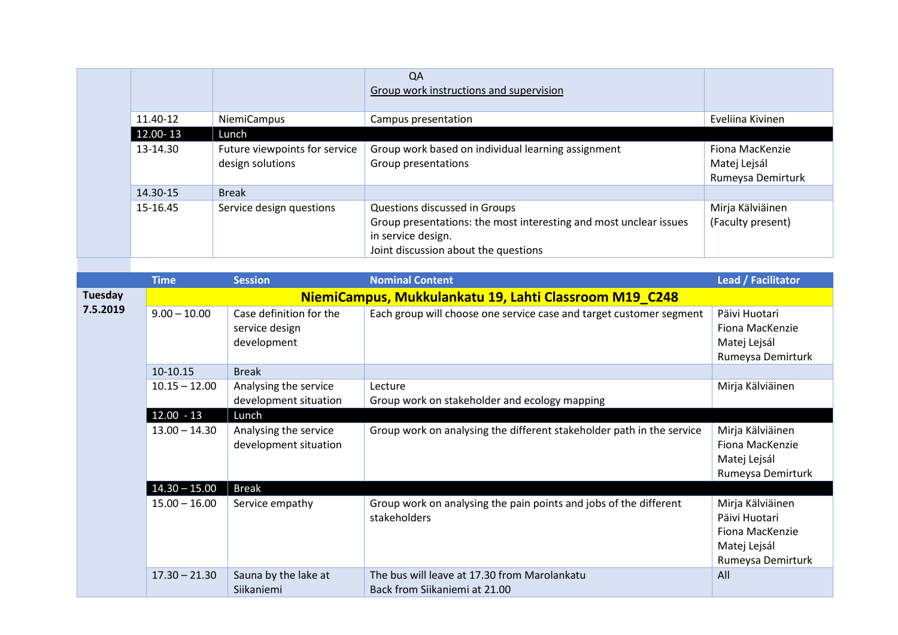| | | | | |
|---|---|---|---|---|
| | | | QA<br>Group work instructions and supervision | |
| | 11.40-12 | NiemiCampus | Campus presentation | Eveliina Kivinen |
| | 12.00- 13 | Lunch | | |
| | 13-14.30 | Future viewpoints for service design solutions | Group work based on individual learning assignment<br>Group presentations | Fiona MacKenzie<br>Matej Lejsál<br>Rumeysa Demirturk |
| | 14.30-15 | Break | | |
| | 15-16.45 | Service design questions | Questions discussed in Groups<br>Group presentations: the most interesting and most unclear issues in service design.<br>Joint discussion about the questions | Mirja Kälviäinen<br>(Faculty present) |

| | Time | Session | Nominal Content | Lead / Facilitator |
|---|---|---|---|---|
| **Tuesday 7.5.2019** | **NiemiCampus, Mukkulankatu 19, Lahti Classroom M19_C248** | | | |
| | 9.00 – 10.00 | Case definition for the service design development | Each group will choose one service case and target customer segment | Päivi Huotari<br>Fiona MacKenzie<br>Matej Lejsál<br>Rumeysa Demirturk |
| | 10-10.15 | Break | | |
| | 10.15 – 12.00 | Analysing the service development situation | Lecture<br>Group work on stakeholder and ecology mapping | Mirja Kälviäinen |
| | 12.00 - 13 | Lunch | | |
| | 13.00 – 14.30 | Analysing the service development situation | Group work on analysing the different stakeholder path in the service | Mirja Kälviäinen<br>Fiona MacKenzie<br>Matej Lejsál<br>Rumeysa Demirturk |
| | 14.30 – 15.00 | Break | | |
| | 15.00 – 16.00 | Service empathy | Group work on analysing the pain points and jobs of the different stakeholders | Mirja Kälviäinen<br>Päivi Huotari<br>Fiona MacKenzie<br>Matej Lejsál<br>Rumeysa Demirturk |
| | 17.30 – 21.30 | Sauna by the lake at Siikaniemi | The bus will leave at 17.30 from Marolankatu<br>Back from Siikaniemi at 21.00 | All |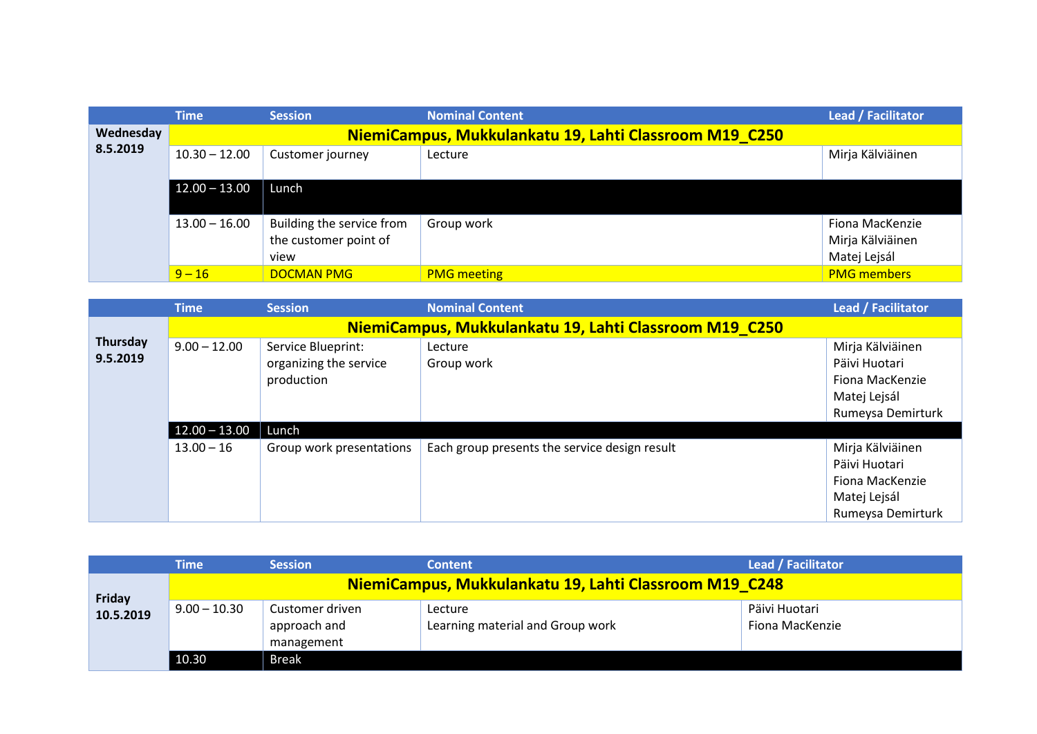| | Time | Session | Nominal Content | Lead / Facilitator |
|---|---|---|---|---|
| **Wednesday 8.5.2019** | **NiemiCampus, Mukkulankatu 19, Lahti Classroom M19_C250** | | | |
| | 10.30 – 12.00 | Customer journey | Lecture | Mirja Kälviäinen |
| | 12.00 – 13.00 | Lunch | | |
| | 13.00 – 16.00 | Building the service from the customer point of view | Group work | Fiona MacKenzie<br>Mirja Kälviäinen<br>Matej Lejsál |
| | 9 – 16 | DOCMAN PMG | PMG meeting | PMG members |

| | Time | Session | Nominal Content | Lead / Facilitator |
|---|---|---|---|---|
| **Thursday 9.5.2019** | **NiemiCampus, Mukkulankatu 19, Lahti Classroom M19_C250** | | | |
| | 9.00 – 12.00 | Service Blueprint: organizing the service production | Lecture<br>Group work | Mirja Kälviäinen<br>Päivi Huotari<br>Fiona MacKenzie<br>Matej Lejsál<br>Rumeysa Demirturk |
| | 12.00 – 13.00 | Lunch | | |
| | 13.00 – 16 | Group work presentations | Each group presents the service design result | Mirja Kälviäinen<br>Päivi Huotari<br>Fiona MacKenzie<br>Matej Lejsál<br>Rumeysa Demirturk |

| | Time | Session | Content | Lead / Facilitator |
|---|---|---|---|---|
| **Friday 10.5.2019** | **NiemiCampus, Mukkulankatu 19, Lahti Classroom M19_C248** | | | |
| | 9.00 – 10.30 | Customer driven approach and management | Lecture<br>Learning material and Group work | Päivi Huotari<br>Fiona MacKenzie |
| | 10.30 | Break | | |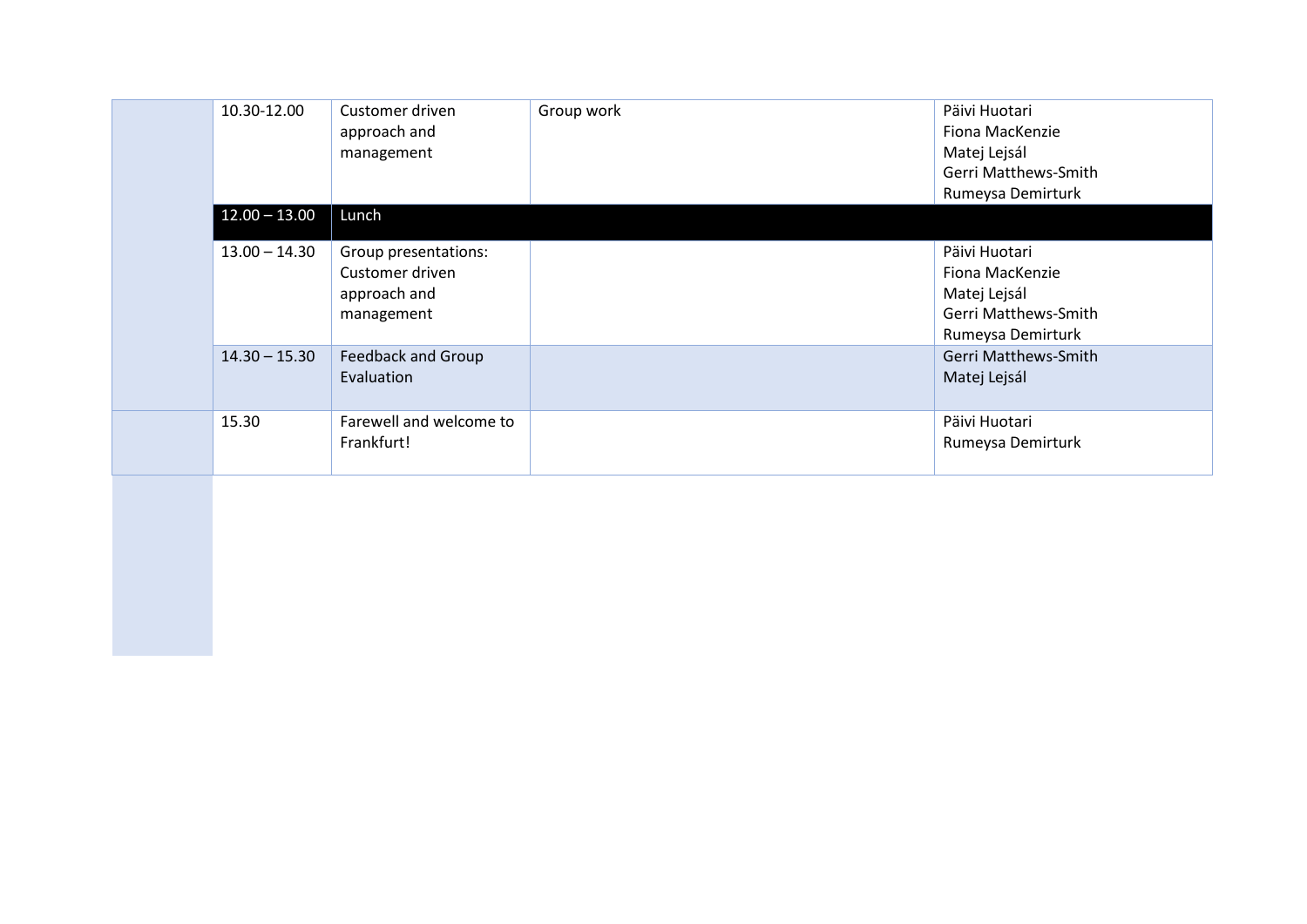| | | | | |
|---|---|---|---|---|
| | 10.30-12.00 | Customer driven approach and management | Group work | Päivi Huotari<br>Fiona MacKenzie<br>Matej Lejsál<br>Gerri Matthews-Smith<br>Rumeysa Demirturk |
| | 12.00 – 13.00 | Lunch | | |
| | 13.00 – 14.30 | Group presentations: Customer driven approach and management | | Päivi Huotari<br>Fiona MacKenzie<br>Matej Lejsál<br>Gerri Matthews-Smith<br>Rumeysa Demirturk |
| | 14.30 – 15.30 | Feedback and Group Evaluation | | Gerri Matthews-Smith<br>Matej Lejsál |
| | 15.30 | Farewell and welcome to Frankfurt! | | Päivi Huotari<br>Rumeysa Demirturk |